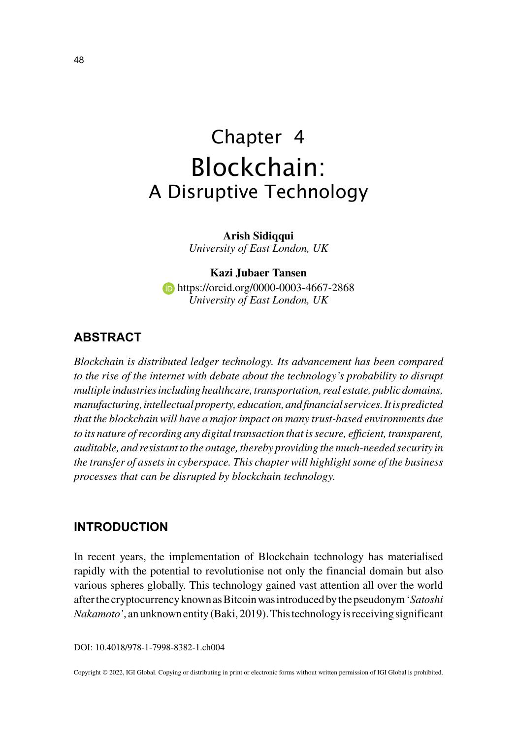# Chapter 4
# Blockchain:
## A Disruptive Technology

**Arish Sidiqqui**
*University of East London, UK*

**Kazi Jubaer Tansen**
https://orcid.org/0000-0003-4667-2868
*University of East London, UK*

## ABSTRACT

*Blockchain is distributed ledger technology. Its advancement has been compared to the rise of the internet with debate about the technology's probability to disrupt multiple industries including healthcare, transportation, real estate, public domains, manufacturing, intellectual property, education, and financial services. It is predicted that the blockchain will have a major impact on many trust-based environments due to its nature of recording any digital transaction that is secure, efficient, transparent, auditable, and resistant to the outage, thereby providing the much-needed security in the transfer of assets in cyberspace. This chapter will highlight some of the business processes that can be disrupted by blockchain technology.*

## INTRODUCTION

In recent years, the implementation of Blockchain technology has materialised rapidly with the potential to revolutionise not only the financial domain but also various spheres globally. This technology gained vast attention all over the world after the cryptocurrency known as Bitcoin was introduced by the pseudonym '*Satoshi Nakamoto*', an unknown entity (Baki, 2019). This technology is receiving significant

DOI: 10.4018/978-1-7998-8382-1.ch004

Copyright © 2022, IGI Global. Copying or distributing in print or electronic forms without written permission of IGI Global is prohibited.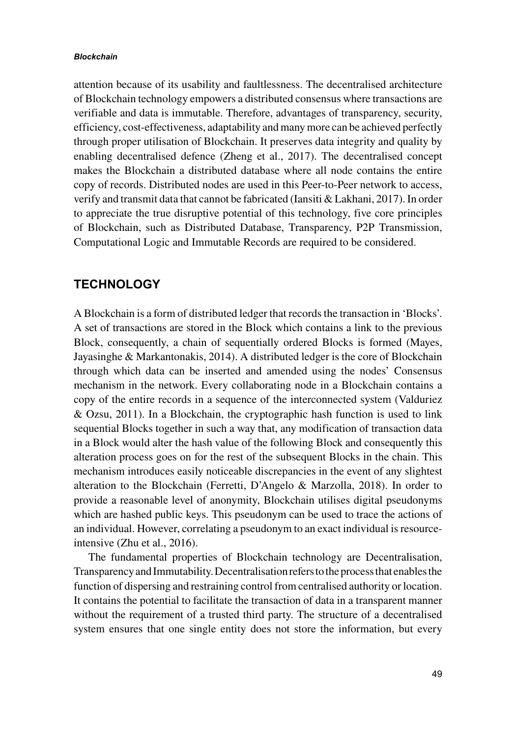attention because of its usability and faultlessness. The decentralised architecture of Blockchain technology empowers a distributed consensus where transactions are verifiable and data is immutable. Therefore, advantages of transparency, security, efficiency, cost-effectiveness, adaptability and many more can be achieved perfectly through proper utilisation of Blockchain. It preserves data integrity and quality by enabling decentralised defence (Zheng et al., 2017). The decentralised concept makes the Blockchain a distributed database where all node contains the entire copy of records. Distributed nodes are used in this Peer-to-Peer network to access, verify and transmit data that cannot be fabricated (Iansiti & Lakhani, 2017). In order to appreciate the true disruptive potential of this technology, five core principles of Blockchain, such as Distributed Database, Transparency, P2P Transmission, Computational Logic and Immutable Records are required to be considered.

## TECHNOLOGY

A Blockchain is a form of distributed ledger that records the transaction in 'Blocks'. A set of transactions are stored in the Block which contains a link to the previous Block, consequently, a chain of sequentially ordered Blocks is formed (Mayes, Jayasinghe & Markantonakis, 2014). A distributed ledger is the core of Blockchain through which data can be inserted and amended using the nodes' Consensus mechanism in the network. Every collaborating node in a Blockchain contains a copy of the entire records in a sequence of the interconnected system (Valduriez & Ozsu, 2011). In a Blockchain, the cryptographic hash function is used to link sequential Blocks together in such a way that, any modification of transaction data in a Block would alter the hash value of the following Block and consequently this alteration process goes on for the rest of the subsequent Blocks in the chain. This mechanism introduces easily noticeable discrepancies in the event of any slightest alteration to the Blockchain (Ferretti, D'Angelo & Marzolla, 2018). In order to provide a reasonable level of anonymity, Blockchain utilises digital pseudonyms which are hashed public keys. This pseudonym can be used to trace the actions of an individual. However, correlating a pseudonym to an exact individual is resource-intensive (Zhu et al., 2016).

The fundamental properties of Blockchain technology are Decentralisation, Transparency and Immutability. Decentralisation refers to the process that enables the function of dispersing and restraining control from centralised authority or location. It contains the potential to facilitate the transaction of data in a transparent manner without the requirement of a trusted third party. The structure of a decentralised system ensures that one single entity does not store the information, but every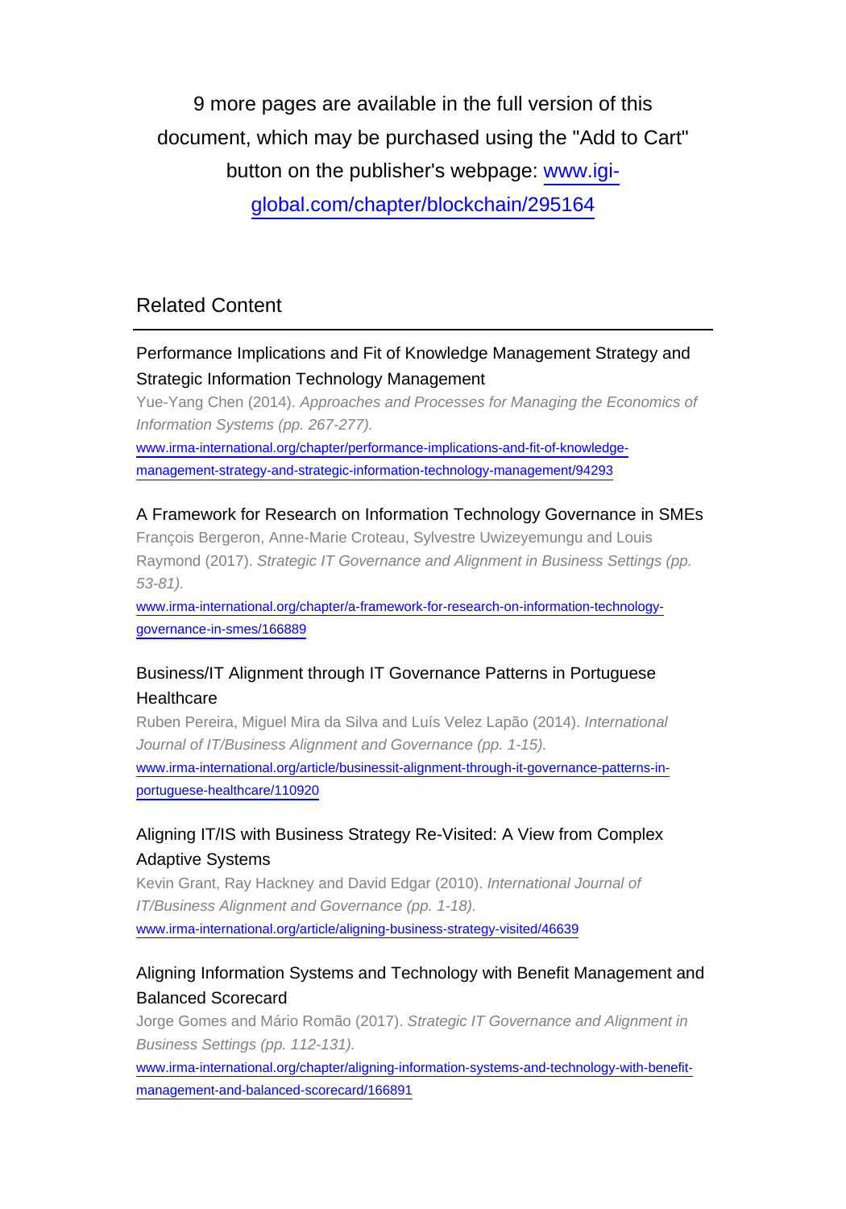9 more pages are available in the full version of this document, which may be purchased using the "Add to Cart" button on the publisher's webpage: www.igi-global.com/chapter/blockchain/295164

## Related Content

### Performance Implications and Fit of Knowledge Management Strategy and Strategic Information Technology Management

Yue-Yang Chen (2014). *Approaches and Processes for Managing the Economics of Information Systems (pp. 267-277).*

www.irma-international.org/chapter/performance-implications-and-fit-of-knowledge-management-strategy-and-strategic-information-technology-management/94293

### A Framework for Research on Information Technology Governance in SMEs

François Bergeron, Anne-Marie Croteau, Sylvestre Uwizeyemungu and Louis Raymond (2017). *Strategic IT Governance and Alignment in Business Settings (pp. 53-81).*

www.irma-international.org/chapter/a-framework-for-research-on-information-technology-governance-in-smes/166889

### Business/IT Alignment through IT Governance Patterns in Portuguese Healthcare

Ruben Pereira, Miguel Mira da Silva and Luís Velez Lapão (2014). *International Journal of IT/Business Alignment and Governance (pp. 1-15).*

www.irma-international.org/article/businessit-alignment-through-it-governance-patterns-in-portuguese-healthcare/110920

### Aligning IT/IS with Business Strategy Re-Visited: A View from Complex Adaptive Systems

Kevin Grant, Ray Hackney and David Edgar (2010). *International Journal of IT/Business Alignment and Governance (pp. 1-18).*

www.irma-international.org/article/aligning-business-strategy-visited/46639

### Aligning Information Systems and Technology with Benefit Management and Balanced Scorecard

Jorge Gomes and Mário Romão (2017). *Strategic IT Governance and Alignment in Business Settings (pp. 112-131).*

www.irma-international.org/chapter/aligning-information-systems-and-technology-with-benefit-management-and-balanced-scorecard/166891